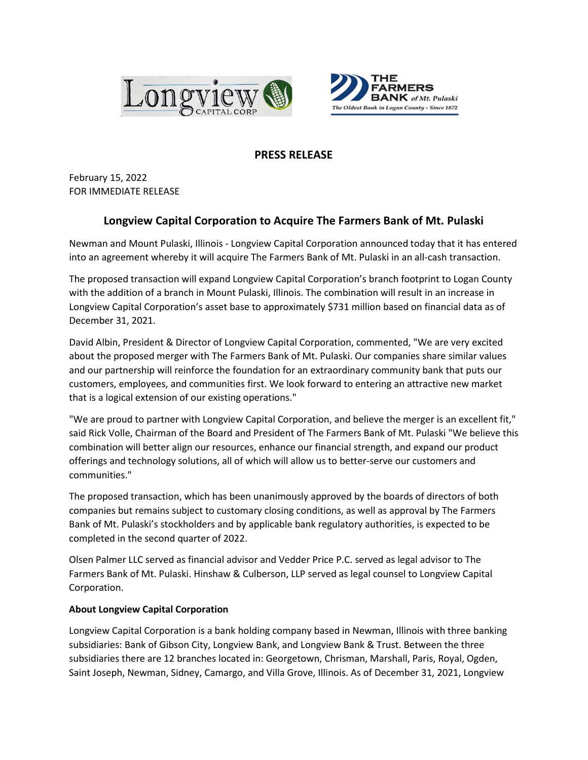## PRESS RELEASE

February 15, 2022
FOR IMMEDIATE RELEASE

# Longview Capital Corporation to Acquire The Farmers Bank of Mt. Pulaski

Newman and Mount Pulaski, Illinois - Longview Capital Corporation announced today that it has entered into an agreement whereby it will acquire The Farmers Bank of Mt. Pulaski in an all-cash transaction.

The proposed transaction will expand Longview Capital Corporation's branch footprint to Logan County with the addition of a branch in Mount Pulaski, Illinois. The combination will result in an increase in Longview Capital Corporation's asset base to approximately $731 million based on financial data as of December 31, 2021.

David Albin, President & Director of Longview Capital Corporation, commented, "We are very excited about the proposed merger with The Farmers Bank of Mt. Pulaski. Our companies share similar values and our partnership will reinforce the foundation for an extraordinary community bank that puts our customers, employees, and communities first. We look forward to entering an attractive new market that is a logical extension of our existing operations."

"We are proud to partner with Longview Capital Corporation, and believe the merger is an excellent fit," said Rick Volle, Chairman of the Board and President of The Farmers Bank of Mt. Pulaski "We believe this combination will better align our resources, enhance our financial strength, and expand our product offerings and technology solutions, all of which will allow us to better-serve our customers and communities."

The proposed transaction, which has been unanimously approved by the boards of directors of both companies but remains subject to customary closing conditions, as well as approval by The Farmers Bank of Mt. Pulaski's stockholders and by applicable bank regulatory authorities, is expected to be completed in the second quarter of 2022.

Olsen Palmer LLC served as financial advisor and Vedder Price P.C. served as legal advisor to The Farmers Bank of Mt. Pulaski. Hinshaw & Culberson, LLP served as legal counsel to Longview Capital Corporation.

**About Longview Capital Corporation**

Longview Capital Corporation is a bank holding company based in Newman, Illinois with three banking subsidiaries: Bank of Gibson City, Longview Bank, and Longview Bank & Trust. Between the three subsidiaries there are 12 branches located in: Georgetown, Chrisman, Marshall, Paris, Royal, Ogden, Saint Joseph, Newman, Sidney, Camargo, and Villa Grove, Illinois. As of December 31, 2021, Longview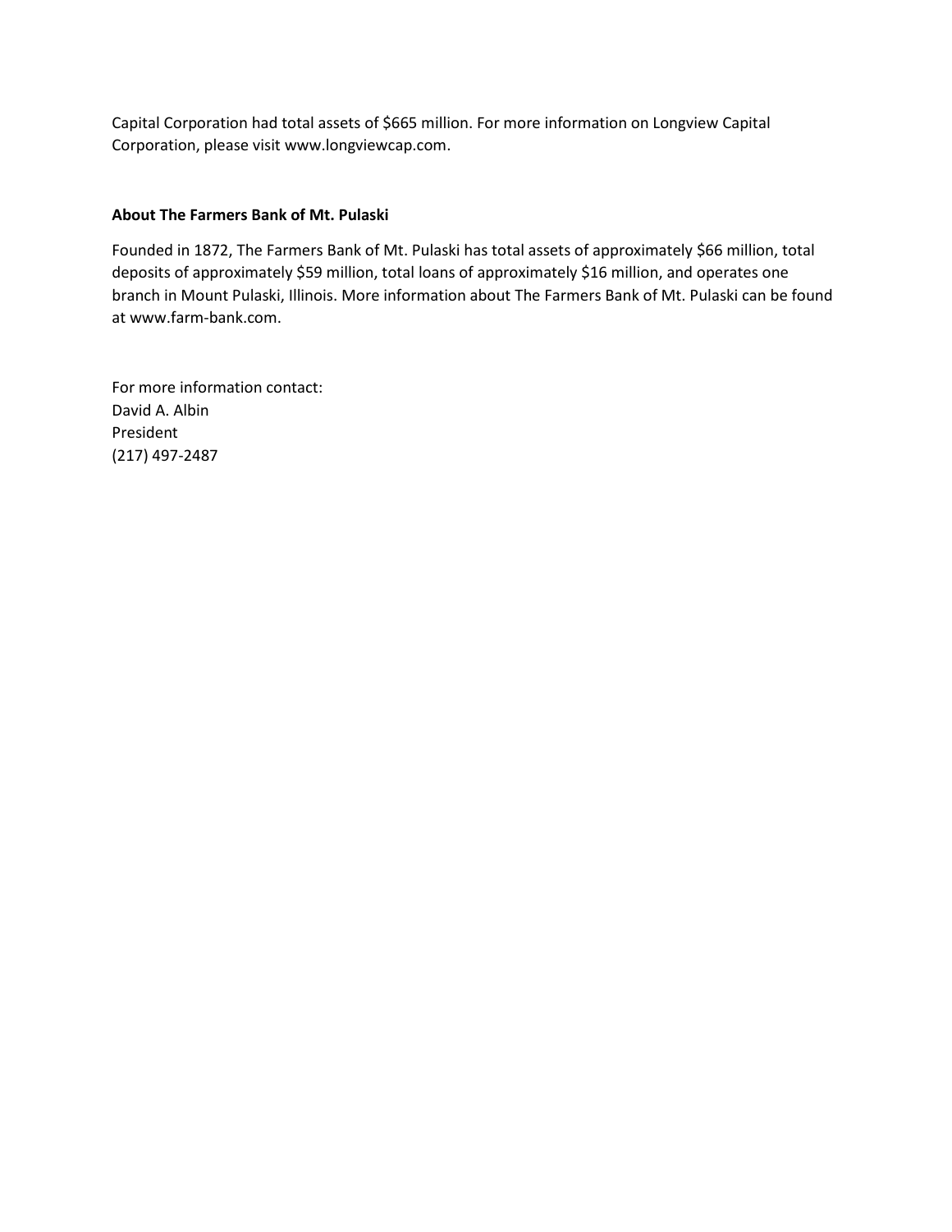Capital Corporation had total assets of $665 million. For more information on Longview Capital Corporation, please visit www.longviewcap.com.

**About The Farmers Bank of Mt. Pulaski**

Founded in 1872, The Farmers Bank of Mt. Pulaski has total assets of approximately $66 million, total deposits of approximately $59 million, total loans of approximately $16 million, and operates one branch in Mount Pulaski, Illinois. More information about The Farmers Bank of Mt. Pulaski can be found at www.farm-bank.com.

For more information contact:
David A. Albin
President
(217) 497-2487